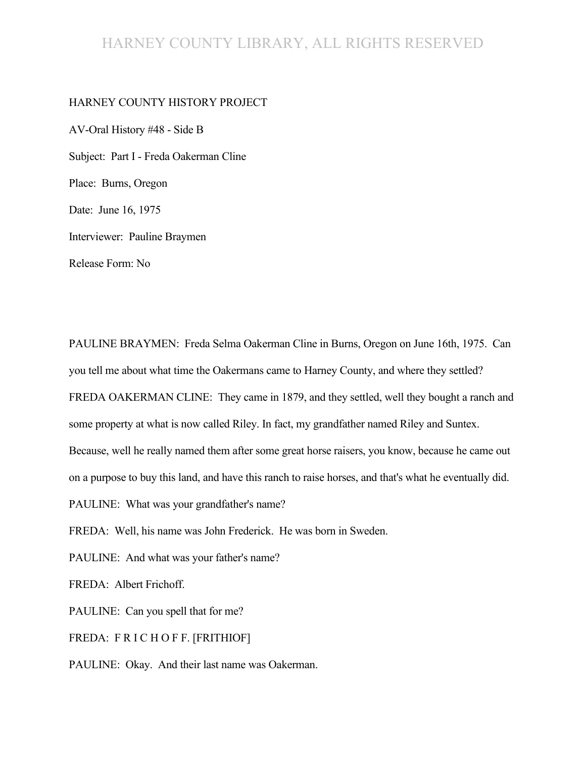HARNEY COUNTY HISTORY PROJECT

AV-Oral History #48 - Side B

Subject: Part I - Freda Oakerman Cline

Place: Burns, Oregon

Date: June 16, 1975

Interviewer: Pauline Braymen

Release Form: No

PAULINE BRAYMEN: Freda Selma Oakerman Cline in Burns, Oregon on June 16th, 1975. Can you tell me about what time the Oakermans came to Harney County, and where they settled?

FREDA OAKERMAN CLINE: They came in 1879, and they settled, well they bought a ranch and some property at what is now called Riley. In fact, my grandfather named Riley and Suntex. Because, well he really named them after some great horse raisers, you know, because he came out on a purpose to buy this land, and have this ranch to raise horses, and that's what he eventually did.

PAULINE: What was your grandfather's name?

FREDA: Well, his name was John Frederick. He was born in Sweden.

PAULINE: And what was your father's name?

FREDA: Albert Frichoff.

PAULINE: Can you spell that for me?

FREDA: F R I C H O F F. [FRITHIOF]

PAULINE: Okay. And their last name was Oakerman.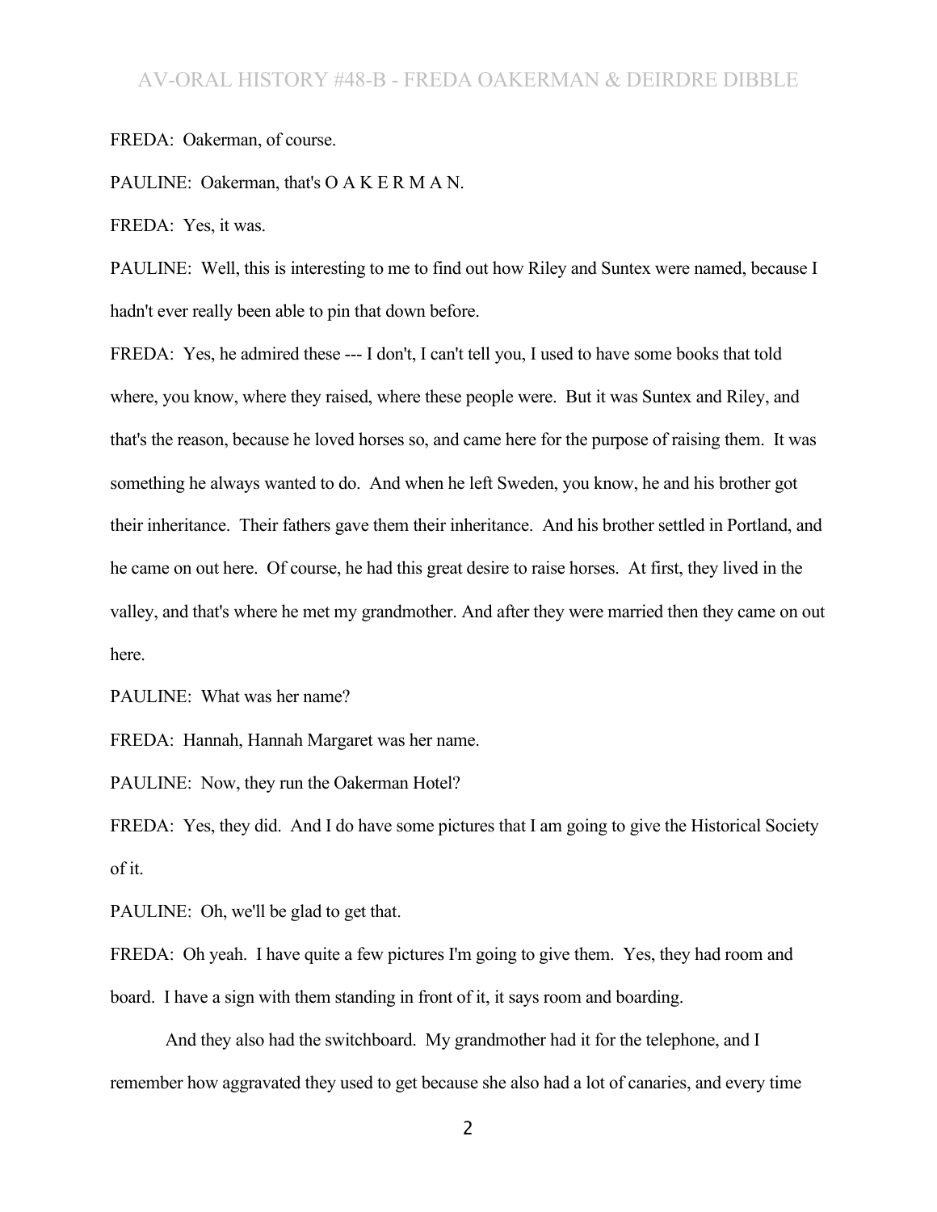FREDA: Oakerman, of course.

PAULINE: Oakerman, that's O A K E R M A N.

FREDA: Yes, it was.

PAULINE: Well, this is interesting to me to find out how Riley and Suntex were named, because I hadn't ever really been able to pin that down before.

FREDA: Yes, he admired these --- I don't, I can't tell you, I used to have some books that told where, you know, where they raised, where these people were. But it was Suntex and Riley, and that's the reason, because he loved horses so, and came here for the purpose of raising them. It was something he always wanted to do. And when he left Sweden, you know, he and his brother got their inheritance. Their fathers gave them their inheritance. And his brother settled in Portland, and he came on out here. Of course, he had this great desire to raise horses. At first, they lived in the valley, and that's where he met my grandmother. And after they were married then they came on out here.

PAULINE: What was her name?

FREDA: Hannah, Hannah Margaret was her name.

PAULINE: Now, they run the Oakerman Hotel?

FREDA: Yes, they did. And I do have some pictures that I am going to give the Historical Society of it.

PAULINE: Oh, we'll be glad to get that.

FREDA: Oh yeah. I have quite a few pictures I'm going to give them. Yes, they had room and board. I have a sign with them standing in front of it, it says room and boarding.

And they also had the switchboard. My grandmother had it for the telephone, and I remember how aggravated they used to get because she also had a lot of canaries, and every time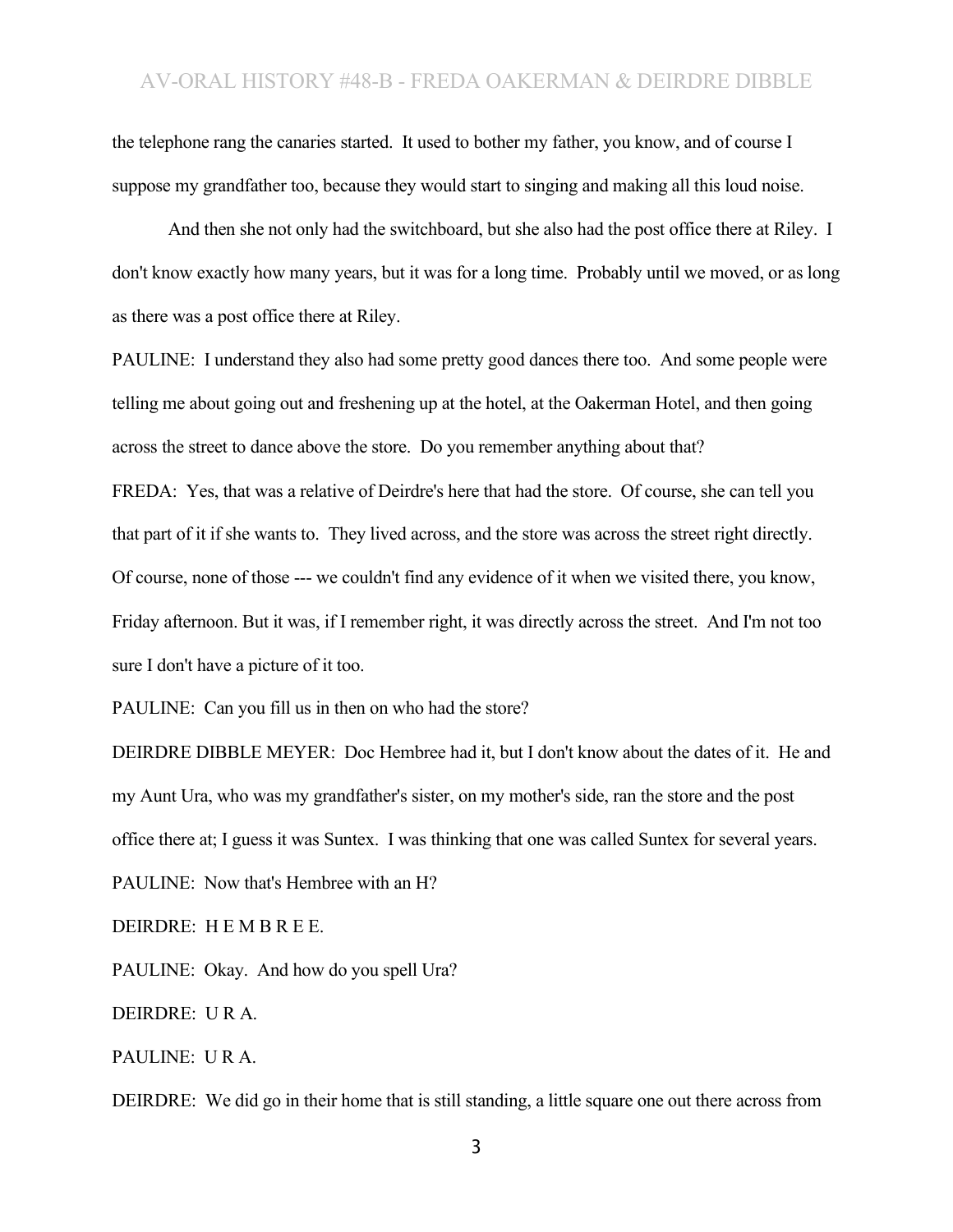the telephone rang the canaries started. It used to bother my father, you know, and of course I suppose my grandfather too, because they would start to singing and making all this loud noise.

And then she not only had the switchboard, but she also had the post office there at Riley. I don't know exactly how many years, but it was for a long time. Probably until we moved, or as long as there was a post office there at Riley.

PAULINE: I understand they also had some pretty good dances there too. And some people were telling me about going out and freshening up at the hotel, at the Oakerman Hotel, and then going across the street to dance above the store. Do you remember anything about that?

FREDA: Yes, that was a relative of Deirdre's here that had the store. Of course, she can tell you that part of it if she wants to. They lived across, and the store was across the street right directly. Of course, none of those --- we couldn't find any evidence of it when we visited there, you know, Friday afternoon. But it was, if I remember right, it was directly across the street. And I'm not too sure I don't have a picture of it too.

PAULINE: Can you fill us in then on who had the store?

DEIRDRE DIBBLE MEYER: Doc Hembree had it, but I don't know about the dates of it. He and my Aunt Ura, who was my grandfather's sister, on my mother's side, ran the store and the post office there at; I guess it was Suntex. I was thinking that one was called Suntex for several years.

PAULINE: Now that's Hembree with an H?

DEIRDRE: H E M B R E E.

PAULINE: Okay. And how do you spell Ura?

DEIRDRE: U R A.

PAULINE: U R A.

DEIRDRE: We did go in their home that is still standing, a little square one out there across from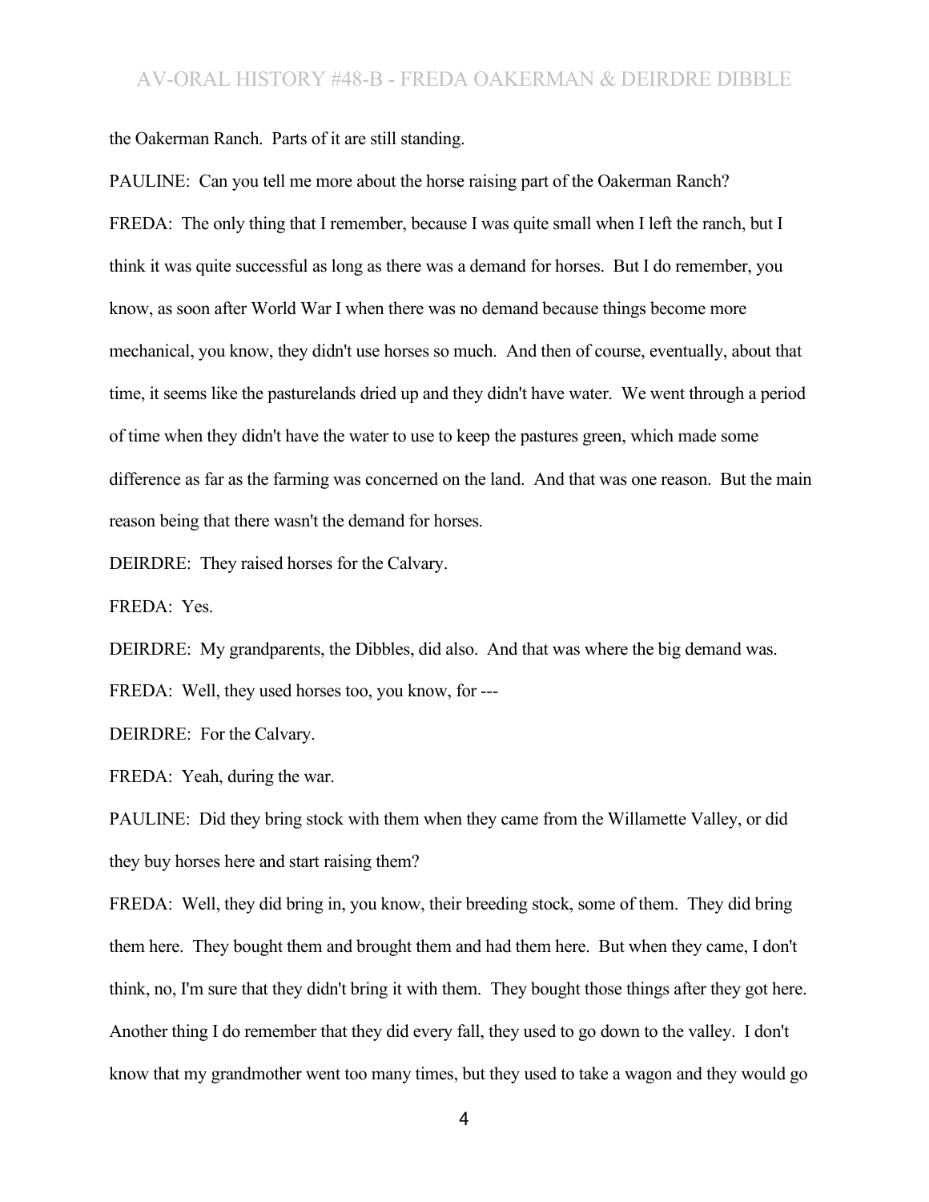the Oakerman Ranch. Parts of it are still standing.

PAULINE: Can you tell me more about the horse raising part of the Oakerman Ranch?

FREDA: The only thing that I remember, because I was quite small when I left the ranch, but I think it was quite successful as long as there was a demand for horses. But I do remember, you know, as soon after World War I when there was no demand because things become more mechanical, you know, they didn't use horses so much. And then of course, eventually, about that time, it seems like the pasturelands dried up and they didn't have water. We went through a period of time when they didn't have the water to use to keep the pastures green, which made some difference as far as the farming was concerned on the land. And that was one reason. But the main reason being that there wasn't the demand for horses.

DEIRDRE: They raised horses for the Calvary.

FREDA: Yes.

DEIRDRE: My grandparents, the Dibbles, did also. And that was where the big demand was.

FREDA: Well, they used horses too, you know, for ---

DEIRDRE: For the Calvary.

FREDA: Yeah, during the war.

PAULINE: Did they bring stock with them when they came from the Willamette Valley, or did they buy horses here and start raising them?

FREDA: Well, they did bring in, you know, their breeding stock, some of them. They did bring them here. They bought them and brought them and had them here. But when they came, I don't think, no, I'm sure that they didn't bring it with them. They bought those things after they got here. Another thing I do remember that they did every fall, they used to go down to the valley. I don't know that my grandmother went too many times, but they used to take a wagon and they would go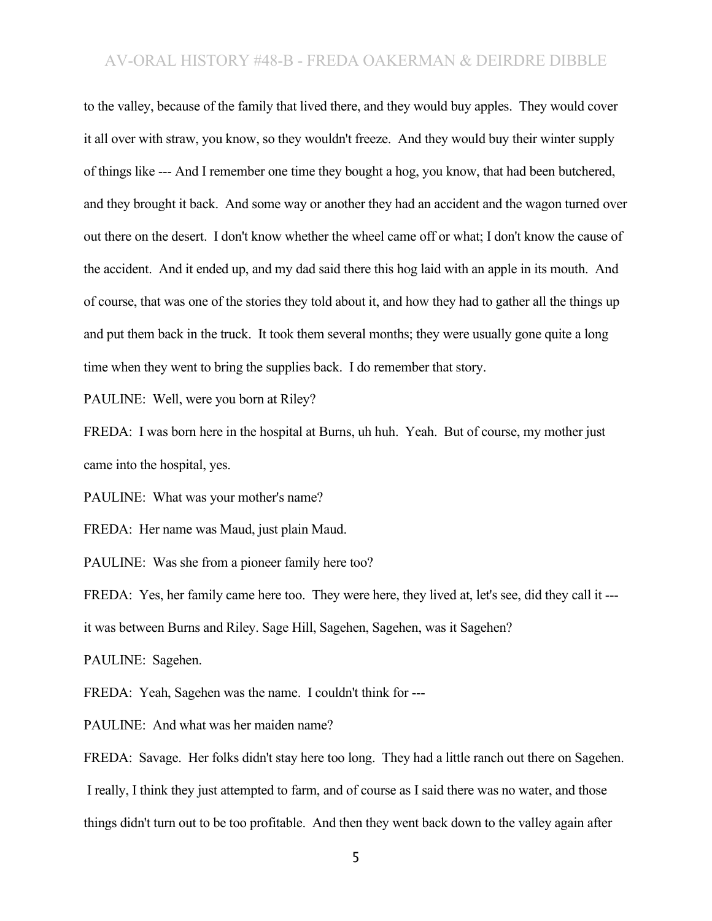to the valley, because of the family that lived there, and they would buy apples. They would cover it all over with straw, you know, so they wouldn't freeze. And they would buy their winter supply of things like --- And I remember one time they bought a hog, you know, that had been butchered, and they brought it back. And some way or another they had an accident and the wagon turned over out there on the desert. I don't know whether the wheel came off or what; I don't know the cause of the accident. And it ended up, and my dad said there this hog laid with an apple in its mouth. And of course, that was one of the stories they told about it, and how they had to gather all the things up and put them back in the truck. It took them several months; they were usually gone quite a long time when they went to bring the supplies back. I do remember that story.

PAULINE: Well, were you born at Riley?

FREDA: I was born here in the hospital at Burns, uh huh. Yeah. But of course, my mother just came into the hospital, yes.

PAULINE: What was your mother's name?

FREDA: Her name was Maud, just plain Maud.

PAULINE: Was she from a pioneer family here too?

FREDA: Yes, her family came here too. They were here, they lived at, let's see, did they call it --- it was between Burns and Riley. Sage Hill, Sagehen, Sagehen, was it Sagehen?

PAULINE: Sagehen.

FREDA: Yeah, Sagehen was the name. I couldn't think for ---

PAULINE: And what was her maiden name?

FREDA: Savage. Her folks didn't stay here too long. They had a little ranch out there on Sagehen. I really, I think they just attempted to farm, and of course as I said there was no water, and those things didn't turn out to be too profitable. And then they went back down to the valley again after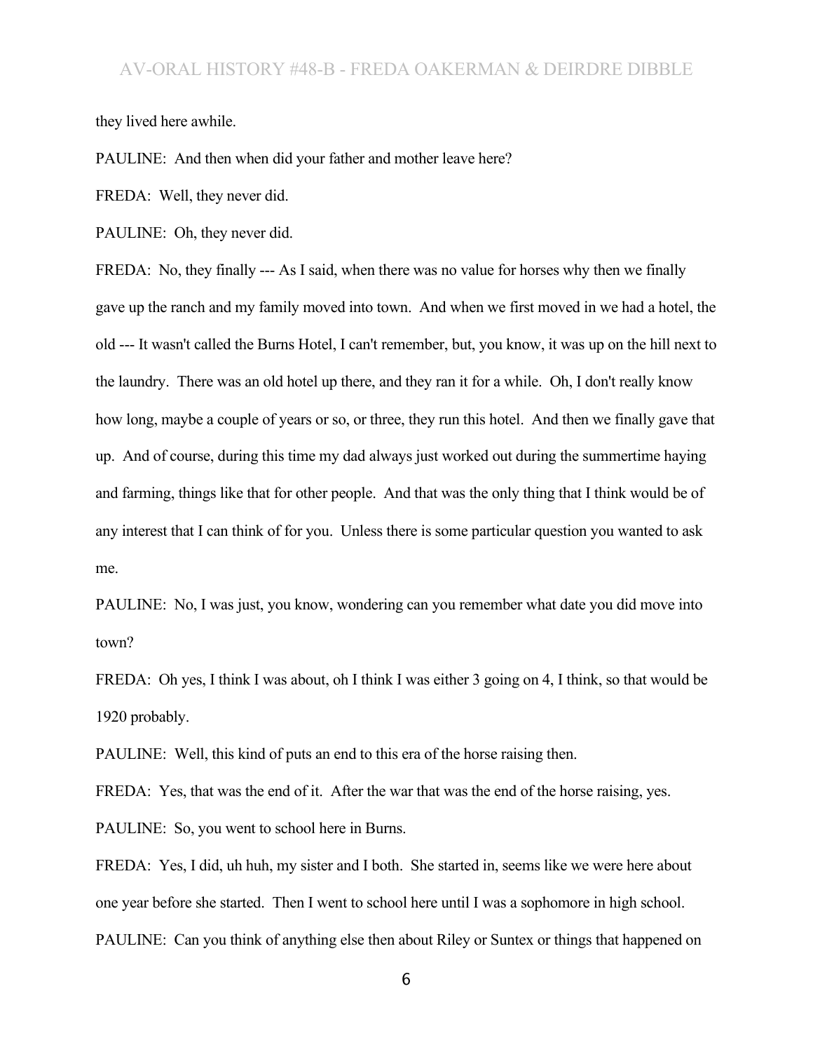they lived here awhile.

PAULINE: And then when did your father and mother leave here?

FREDA: Well, they never did.

PAULINE: Oh, they never did.

FREDA: No, they finally --- As I said, when there was no value for horses why then we finally gave up the ranch and my family moved into town. And when we first moved in we had a hotel, the old --- It wasn't called the Burns Hotel, I can't remember, but, you know, it was up on the hill next to the laundry. There was an old hotel up there, and they ran it for a while. Oh, I don't really know how long, maybe a couple of years or so, or three, they run this hotel. And then we finally gave that up. And of course, during this time my dad always just worked out during the summertime haying and farming, things like that for other people. And that was the only thing that I think would be of any interest that I can think of for you. Unless there is some particular question you wanted to ask me.

PAULINE: No, I was just, you know, wondering can you remember what date you did move into town?

FREDA: Oh yes, I think I was about, oh I think I was either 3 going on 4, I think, so that would be 1920 probably.

PAULINE: Well, this kind of puts an end to this era of the horse raising then.

FREDA: Yes, that was the end of it. After the war that was the end of the horse raising, yes.

PAULINE: So, you went to school here in Burns.

FREDA: Yes, I did, uh huh, my sister and I both. She started in, seems like we were here about one year before she started. Then I went to school here until I was a sophomore in high school.

PAULINE: Can you think of anything else then about Riley or Suntex or things that happened on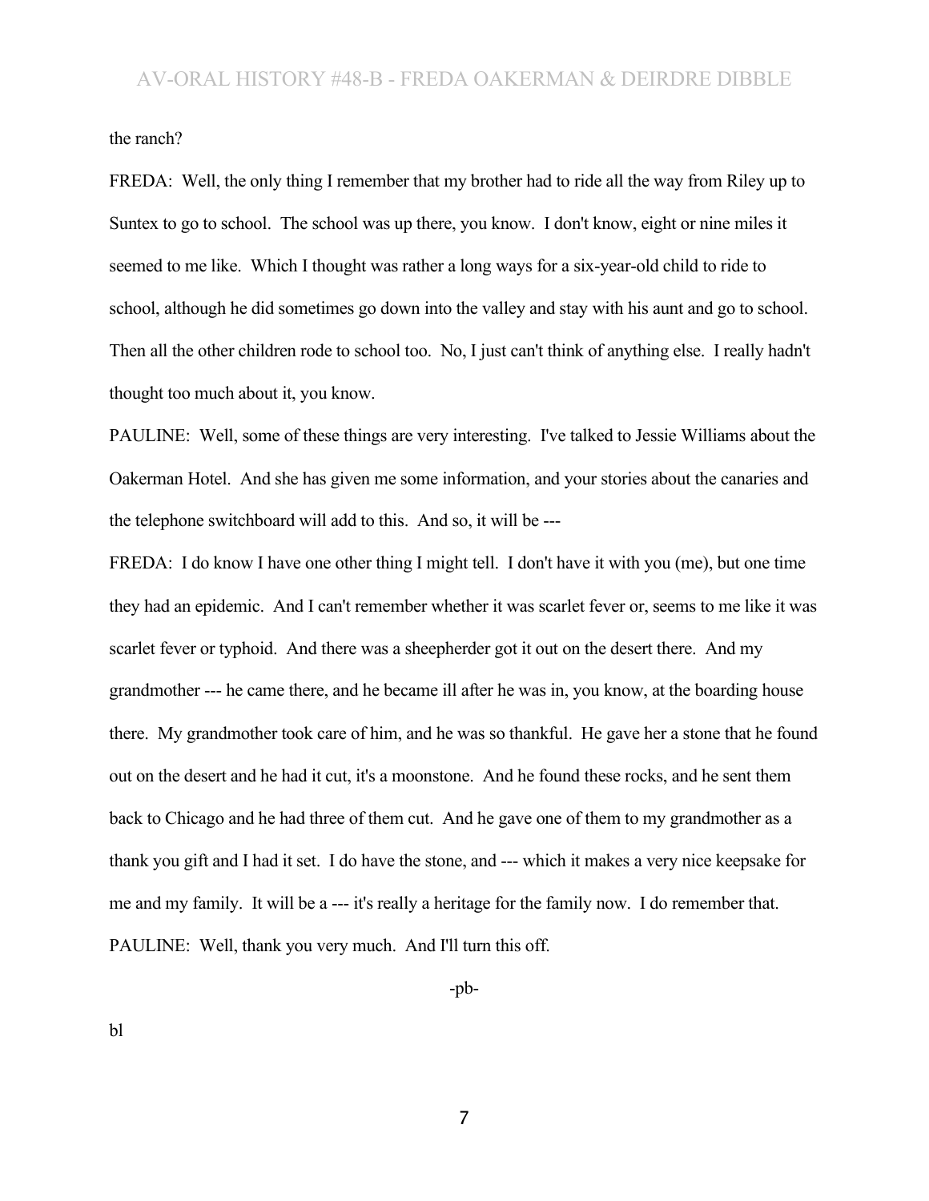the ranch?

FREDA: Well, the only thing I remember that my brother had to ride all the way from Riley up to Suntex to go to school. The school was up there, you know. I don't know, eight or nine miles it seemed to me like. Which I thought was rather a long ways for a six-year-old child to ride to school, although he did sometimes go down into the valley and stay with his aunt and go to school. Then all the other children rode to school too. No, I just can't think of anything else. I really hadn't thought too much about it, you know.

PAULINE: Well, some of these things are very interesting. I've talked to Jessie Williams about the Oakerman Hotel. And she has given me some information, and your stories about the canaries and the telephone switchboard will add to this. And so, it will be ---

FREDA: I do know I have one other thing I might tell. I don't have it with you (me), but one time they had an epidemic. And I can't remember whether it was scarlet fever or, seems to me like it was scarlet fever or typhoid. And there was a sheepherder got it out on the desert there. And my grandmother --- he came there, and he became ill after he was in, you know, at the boarding house there. My grandmother took care of him, and he was so thankful. He gave her a stone that he found out on the desert and he had it cut, it's a moonstone. And he found these rocks, and he sent them back to Chicago and he had three of them cut. And he gave one of them to my grandmother as a thank you gift and I had it set. I do have the stone, and --- which it makes a very nice keepsake for me and my family. It will be a --- it's really a heritage for the family now. I do remember that.

PAULINE: Well, thank you very much. And I'll turn this off.

-pb-

bl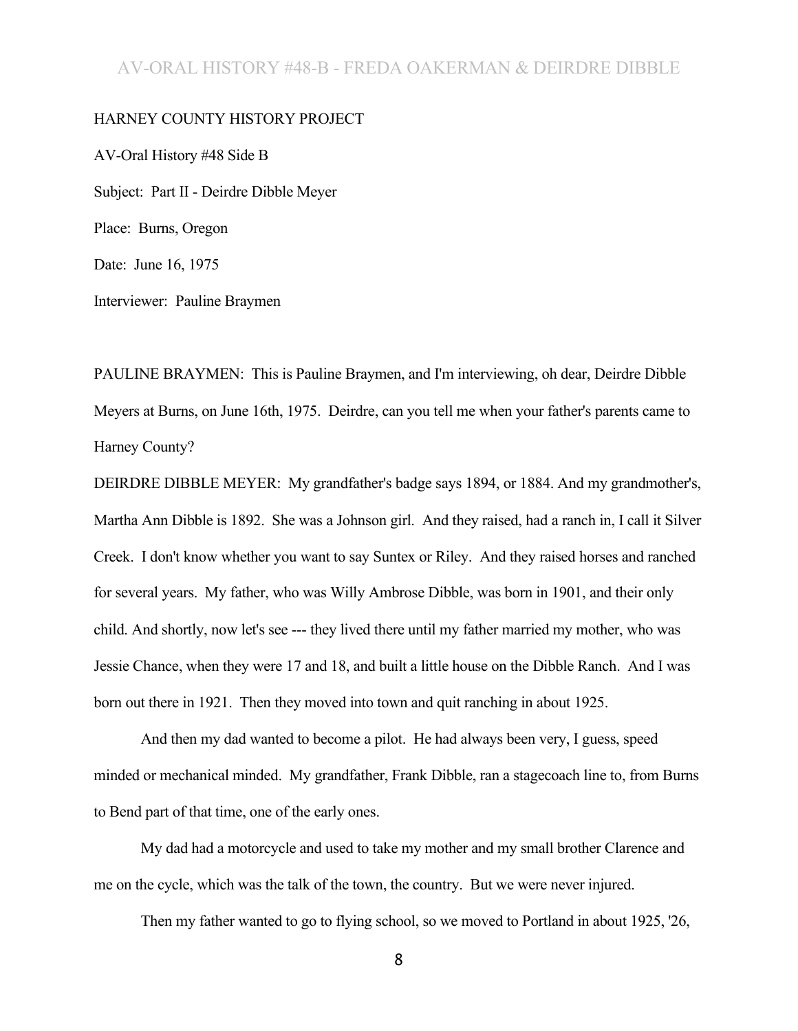HARNEY COUNTY HISTORY PROJECT

AV-Oral History #48 Side B

Subject: Part II - Deirdre Dibble Meyer

Place: Burns, Oregon

Date: June 16, 1975

Interviewer: Pauline Braymen

PAULINE BRAYMEN: This is Pauline Braymen, and I'm interviewing, oh dear, Deirdre Dibble Meyers at Burns, on June 16th, 1975. Deirdre, can you tell me when your father's parents came to Harney County?

DEIRDRE DIBBLE MEYER: My grandfather's badge says 1894, or 1884. And my grandmother's, Martha Ann Dibble is 1892. She was a Johnson girl. And they raised, had a ranch in, I call it Silver Creek. I don't know whether you want to say Suntex or Riley. And they raised horses and ranched for several years. My father, who was Willy Ambrose Dibble, was born in 1901, and their only child. And shortly, now let's see --- they lived there until my father married my mother, who was Jessie Chance, when they were 17 and 18, and built a little house on the Dibble Ranch. And I was born out there in 1921. Then they moved into town and quit ranching in about 1925.

And then my dad wanted to become a pilot. He had always been very, I guess, speed minded or mechanical minded. My grandfather, Frank Dibble, ran a stagecoach line to, from Burns to Bend part of that time, one of the early ones.

My dad had a motorcycle and used to take my mother and my small brother Clarence and me on the cycle, which was the talk of the town, the country. But we were never injured.

Then my father wanted to go to flying school, so we moved to Portland in about 1925, '26,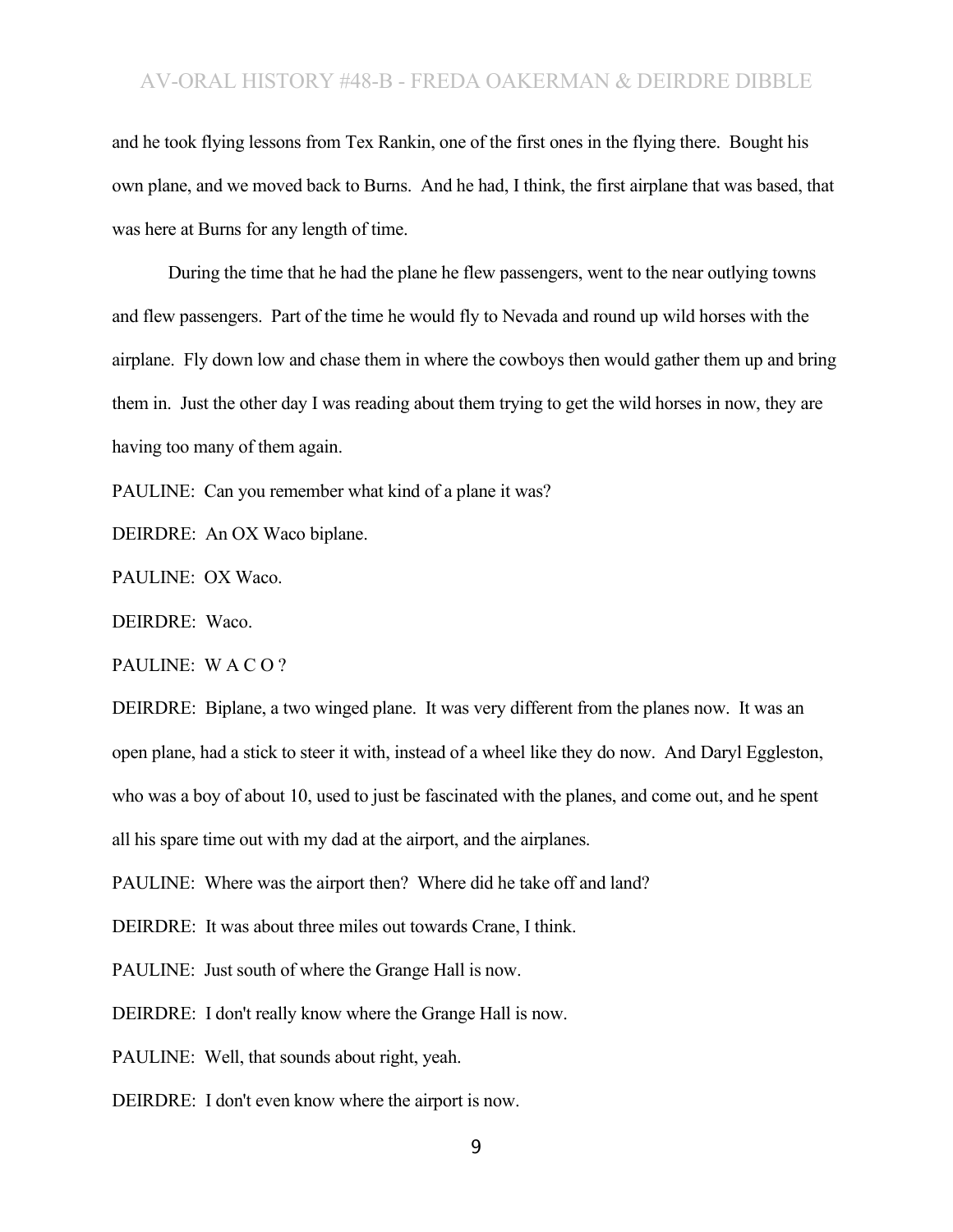and he took flying lessons from Tex Rankin, one of the first ones in the flying there. Bought his own plane, and we moved back to Burns. And he had, I think, the first airplane that was based, that was here at Burns for any length of time.

During the time that he had the plane he flew passengers, went to the near outlying towns and flew passengers. Part of the time he would fly to Nevada and round up wild horses with the airplane. Fly down low and chase them in where the cowboys then would gather them up and bring them in. Just the other day I was reading about them trying to get the wild horses in now, they are having too many of them again.

PAULINE: Can you remember what kind of a plane it was?

DEIRDRE: An OX Waco biplane.

PAULINE: OX Waco.

DEIRDRE: Waco.

PAULINE: W A C O ?

DEIRDRE: Biplane, a two winged plane. It was very different from the planes now. It was an open plane, had a stick to steer it with, instead of a wheel like they do now. And Daryl Eggleston, who was a boy of about 10, used to just be fascinated with the planes, and come out, and he spent all his spare time out with my dad at the airport, and the airplanes.

PAULINE: Where was the airport then? Where did he take off and land?

DEIRDRE: It was about three miles out towards Crane, I think.

PAULINE: Just south of where the Grange Hall is now.

DEIRDRE: I don't really know where the Grange Hall is now.

PAULINE: Well, that sounds about right, yeah.

DEIRDRE: I don't even know where the airport is now.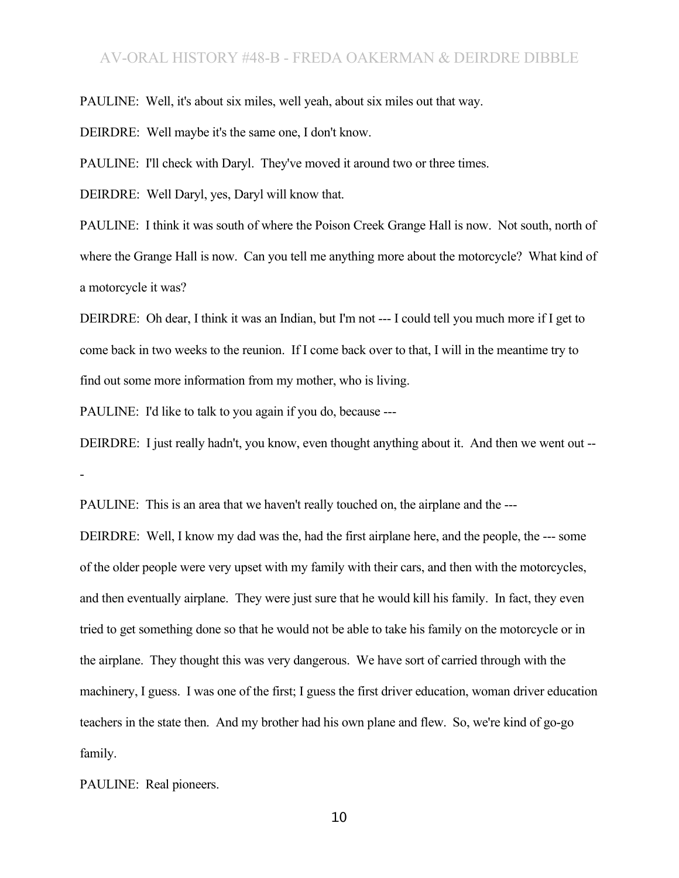PAULINE: Well, it's about six miles, well yeah, about six miles out that way.

DEIRDRE: Well maybe it's the same one, I don't know.

PAULINE: I'll check with Daryl. They've moved it around two or three times.

DEIRDRE: Well Daryl, yes, Daryl will know that.

PAULINE: I think it was south of where the Poison Creek Grange Hall is now. Not south, north of where the Grange Hall is now. Can you tell me anything more about the motorcycle? What kind of a motorcycle it was?

DEIRDRE: Oh dear, I think it was an Indian, but I'm not --- I could tell you much more if I get to come back in two weeks to the reunion. If I come back over to that, I will in the meantime try to find out some more information from my mother, who is living.

PAULINE: I'd like to talk to you again if you do, because ---

DEIRDRE: I just really hadn't, you know, even thought anything about it. And then we went out ---

PAULINE: This is an area that we haven't really touched on, the airplane and the ---

DEIRDRE: Well, I know my dad was the, had the first airplane here, and the people, the --- some of the older people were very upset with my family with their cars, and then with the motorcycles, and then eventually airplane. They were just sure that he would kill his family. In fact, they even tried to get something done so that he would not be able to take his family on the motorcycle or in the airplane. They thought this was very dangerous. We have sort of carried through with the machinery, I guess. I was one of the first; I guess the first driver education, woman driver education teachers in the state then. And my brother had his own plane and flew. So, we're kind of go-go family.

PAULINE: Real pioneers.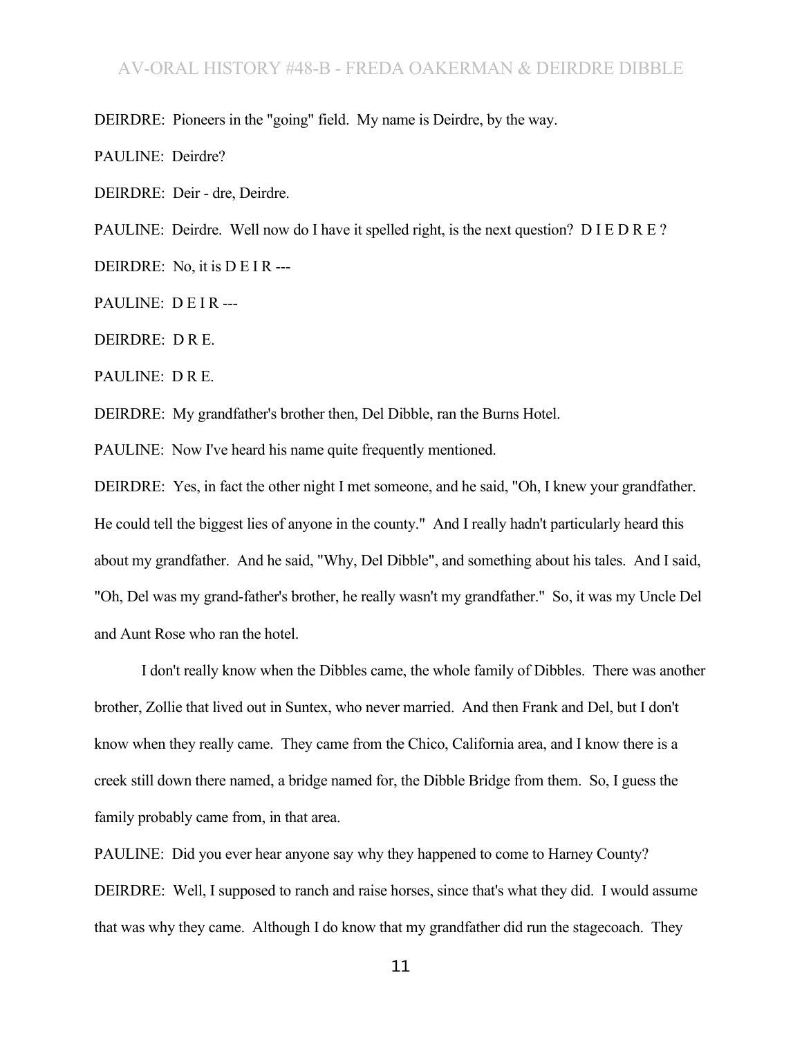DEIRDRE: Pioneers in the "going" field. My name is Deirdre, by the way.

PAULINE: Deirdre?

DEIRDRE: Deir - dre, Deirdre.

PAULINE: Deirdre. Well now do I have it spelled right, is the next question? D I E D R E ?

DEIRDRE: No, it is D E I R ---

PAULINE: D E I R ---

DEIRDRE: D R E.

PAULINE: D R E.

DEIRDRE: My grandfather's brother then, Del Dibble, ran the Burns Hotel.

PAULINE: Now I've heard his name quite frequently mentioned.

DEIRDRE: Yes, in fact the other night I met someone, and he said, "Oh, I knew your grandfather. He could tell the biggest lies of anyone in the county." And I really hadn't particularly heard this about my grandfather. And he said, "Why, Del Dibble", and something about his tales. And I said, "Oh, Del was my grand-father's brother, he really wasn't my grandfather." So, it was my Uncle Del and Aunt Rose who ran the hotel.

I don't really know when the Dibbles came, the whole family of Dibbles. There was another brother, Zollie that lived out in Suntex, who never married. And then Frank and Del, but I don't know when they really came. They came from the Chico, California area, and I know there is a creek still down there named, a bridge named for, the Dibble Bridge from them. So, I guess the family probably came from, in that area.

PAULINE: Did you ever hear anyone say why they happened to come to Harney County?

DEIRDRE: Well, I supposed to ranch and raise horses, since that's what they did. I would assume that was why they came. Although I do know that my grandfather did run the stagecoach. They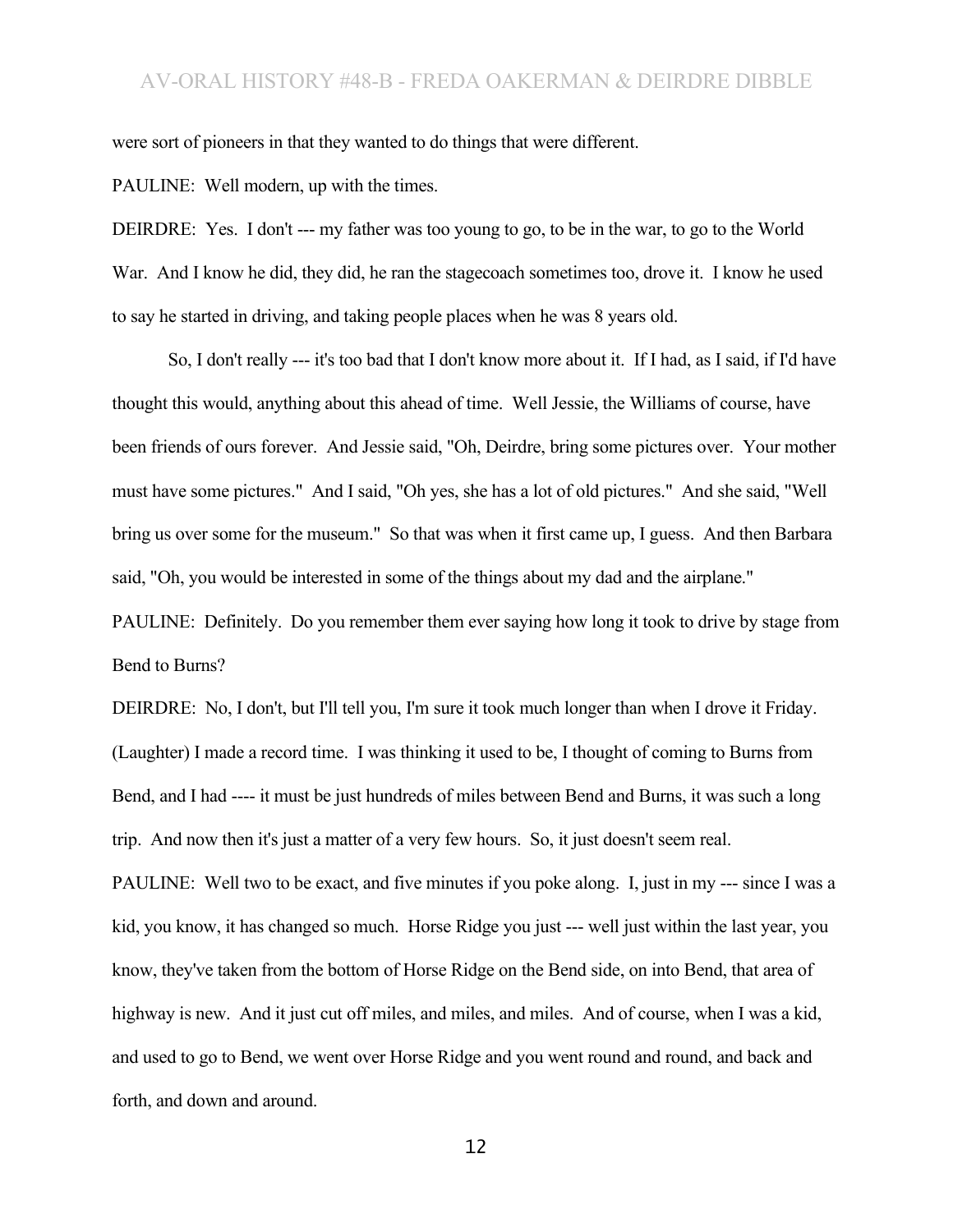were sort of pioneers in that they wanted to do things that were different.

PAULINE: Well modern, up with the times.

DEIRDRE: Yes. I don't --- my father was too young to go, to be in the war, to go to the World War. And I know he did, they did, he ran the stagecoach sometimes too, drove it. I know he used to say he started in driving, and taking people places when he was 8 years old.

So, I don't really --- it's too bad that I don't know more about it. If I had, as I said, if I'd have thought this would, anything about this ahead of time. Well Jessie, the Williams of course, have been friends of ours forever. And Jessie said, "Oh, Deirdre, bring some pictures over. Your mother must have some pictures." And I said, "Oh yes, she has a lot of old pictures." And she said, "Well bring us over some for the museum." So that was when it first came up, I guess. And then Barbara said, "Oh, you would be interested in some of the things about my dad and the airplane."

PAULINE: Definitely. Do you remember them ever saying how long it took to drive by stage from Bend to Burns?

DEIRDRE: No, I don't, but I'll tell you, I'm sure it took much longer than when I drove it Friday. (Laughter) I made a record time. I was thinking it used to be, I thought of coming to Burns from Bend, and I had ---- it must be just hundreds of miles between Bend and Burns, it was such a long trip. And now then it's just a matter of a very few hours. So, it just doesn't seem real.

PAULINE: Well two to be exact, and five minutes if you poke along. I, just in my --- since I was a kid, you know, it has changed so much. Horse Ridge you just --- well just within the last year, you know, they've taken from the bottom of Horse Ridge on the Bend side, on into Bend, that area of highway is new. And it just cut off miles, and miles, and miles. And of course, when I was a kid, and used to go to Bend, we went over Horse Ridge and you went round and round, and back and forth, and down and around.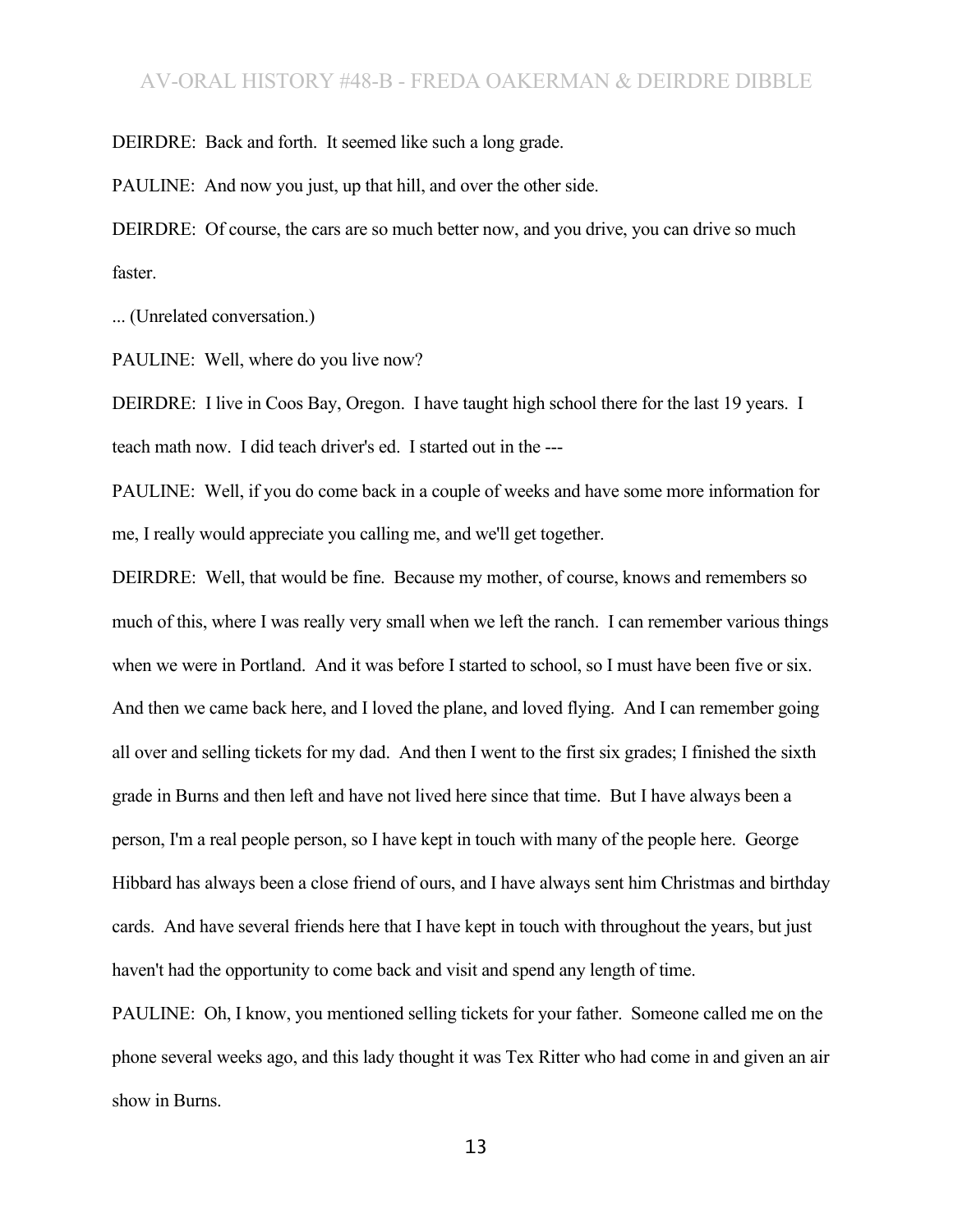DEIRDRE: Back and forth. It seemed like such a long grade.

PAULINE: And now you just, up that hill, and over the other side.

DEIRDRE: Of course, the cars are so much better now, and you drive, you can drive so much faster.

... (Unrelated conversation.)

PAULINE: Well, where do you live now?

DEIRDRE: I live in Coos Bay, Oregon. I have taught high school there for the last 19 years. I teach math now. I did teach driver's ed. I started out in the ---

PAULINE: Well, if you do come back in a couple of weeks and have some more information for me, I really would appreciate you calling me, and we'll get together.

DEIRDRE: Well, that would be fine. Because my mother, of course, knows and remembers so much of this, where I was really very small when we left the ranch. I can remember various things when we were in Portland. And it was before I started to school, so I must have been five or six. And then we came back here, and I loved the plane, and loved flying. And I can remember going all over and selling tickets for my dad. And then I went to the first six grades; I finished the sixth grade in Burns and then left and have not lived here since that time. But I have always been a person, I'm a real people person, so I have kept in touch with many of the people here. George Hibbard has always been a close friend of ours, and I have always sent him Christmas and birthday cards. And have several friends here that I have kept in touch with throughout the years, but just haven't had the opportunity to come back and visit and spend any length of time.

PAULINE: Oh, I know, you mentioned selling tickets for your father. Someone called me on the phone several weeks ago, and this lady thought it was Tex Ritter who had come in and given an air show in Burns.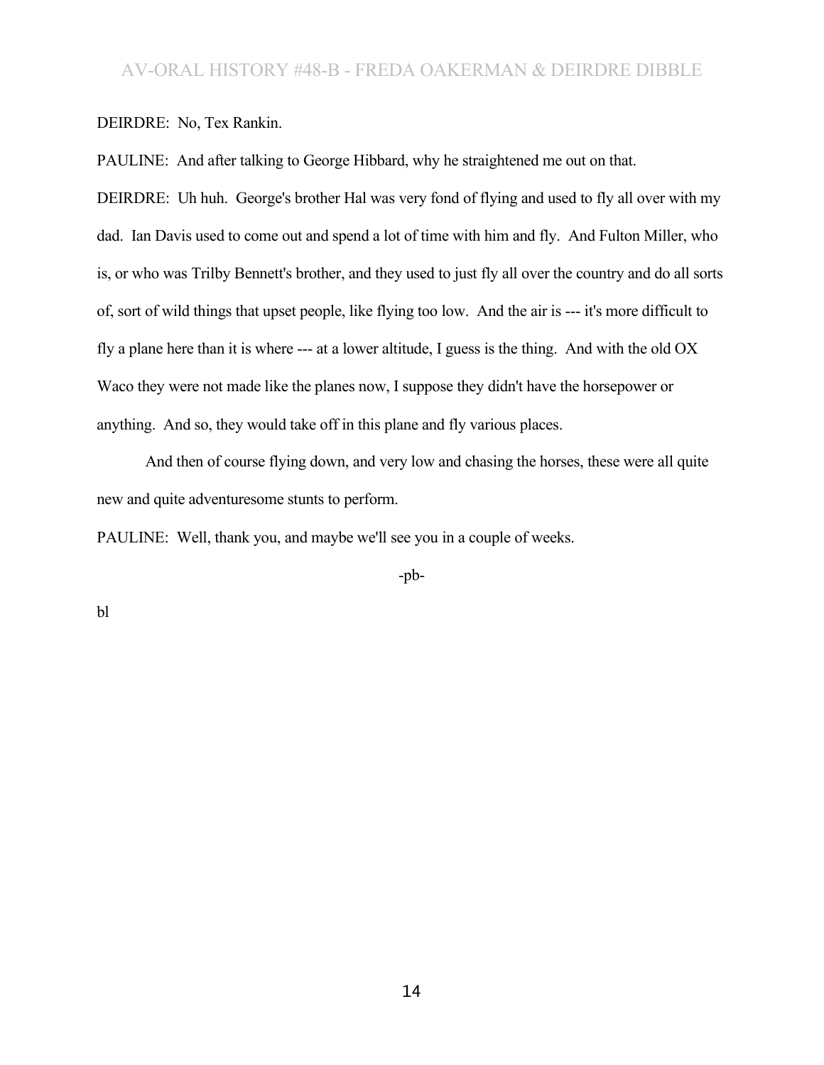DEIRDRE: No, Tex Rankin.

PAULINE: And after talking to George Hibbard, why he straightened me out on that.

DEIRDRE: Uh huh. George's brother Hal was very fond of flying and used to fly all over with my dad. Ian Davis used to come out and spend a lot of time with him and fly. And Fulton Miller, who is, or who was Trilby Bennett's brother, and they used to just fly all over the country and do all sorts of, sort of wild things that upset people, like flying too low. And the air is --- it's more difficult to fly a plane here than it is where --- at a lower altitude, I guess is the thing. And with the old OX Waco they were not made like the planes now, I suppose they didn't have the horsepower or anything. And so, they would take off in this plane and fly various places.

And then of course flying down, and very low and chasing the horses, these were all quite new and quite adventuresome stunts to perform.

PAULINE: Well, thank you, and maybe we'll see you in a couple of weeks.

-pb-

bl